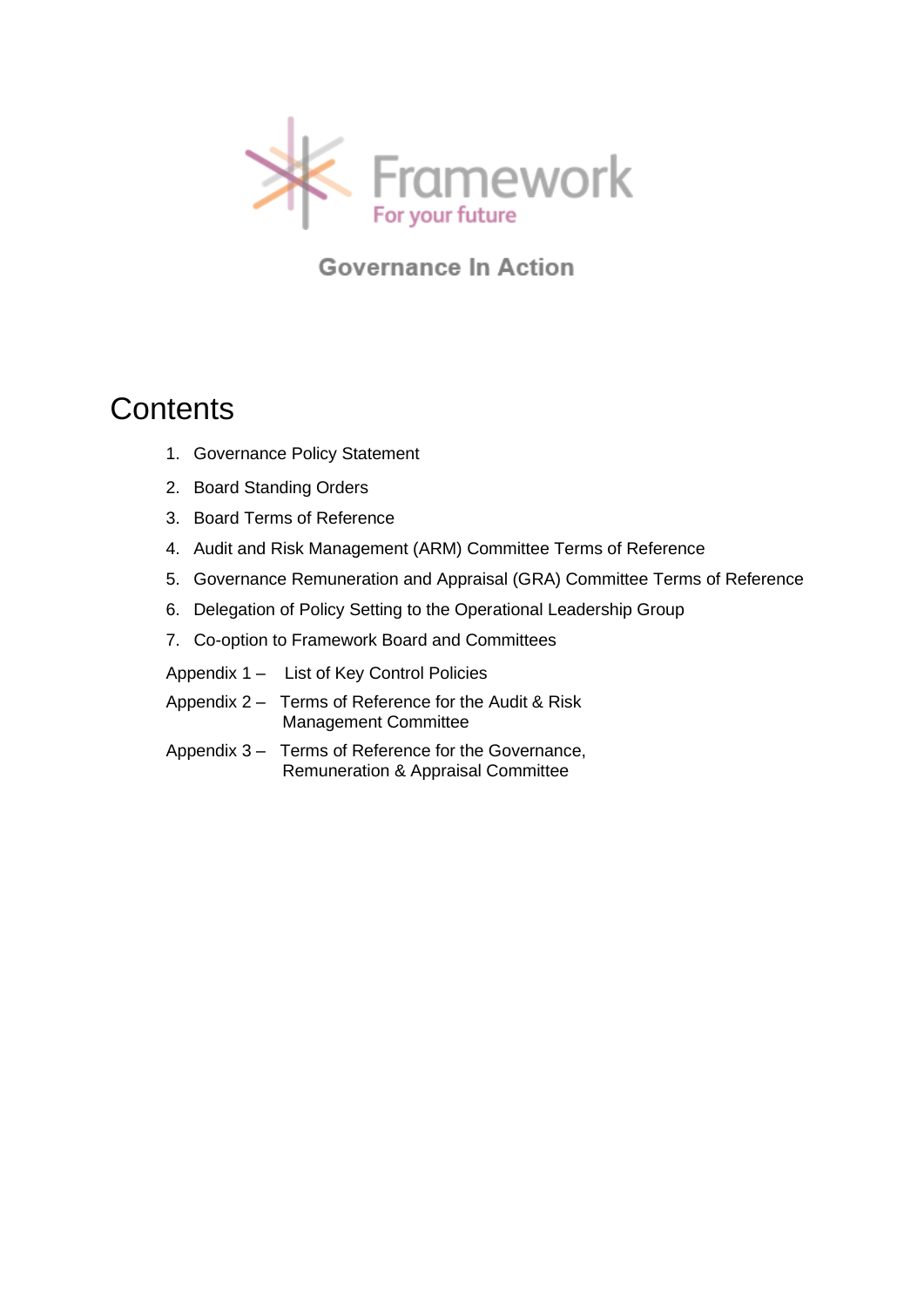Framework

For your future

**Governance In Action**

# Contents

1. Governance Policy Statement
2. Board Standing Orders
3. Board Terms of Reference
4. Audit and Risk Management (ARM) Committee Terms of Reference
5. Governance Remuneration and Appraisal (GRA) Committee Terms of Reference
6. Delegation of Policy Setting to the Operational Leadership Group
7. Co-option to Framework Board and Committees

Appendix 1 – List of Key Control Policies

Appendix 2 – Terms of Reference for the Audit & Risk Management Committee

Appendix 3 – Terms of Reference for the Governance, Remuneration & Appraisal Committee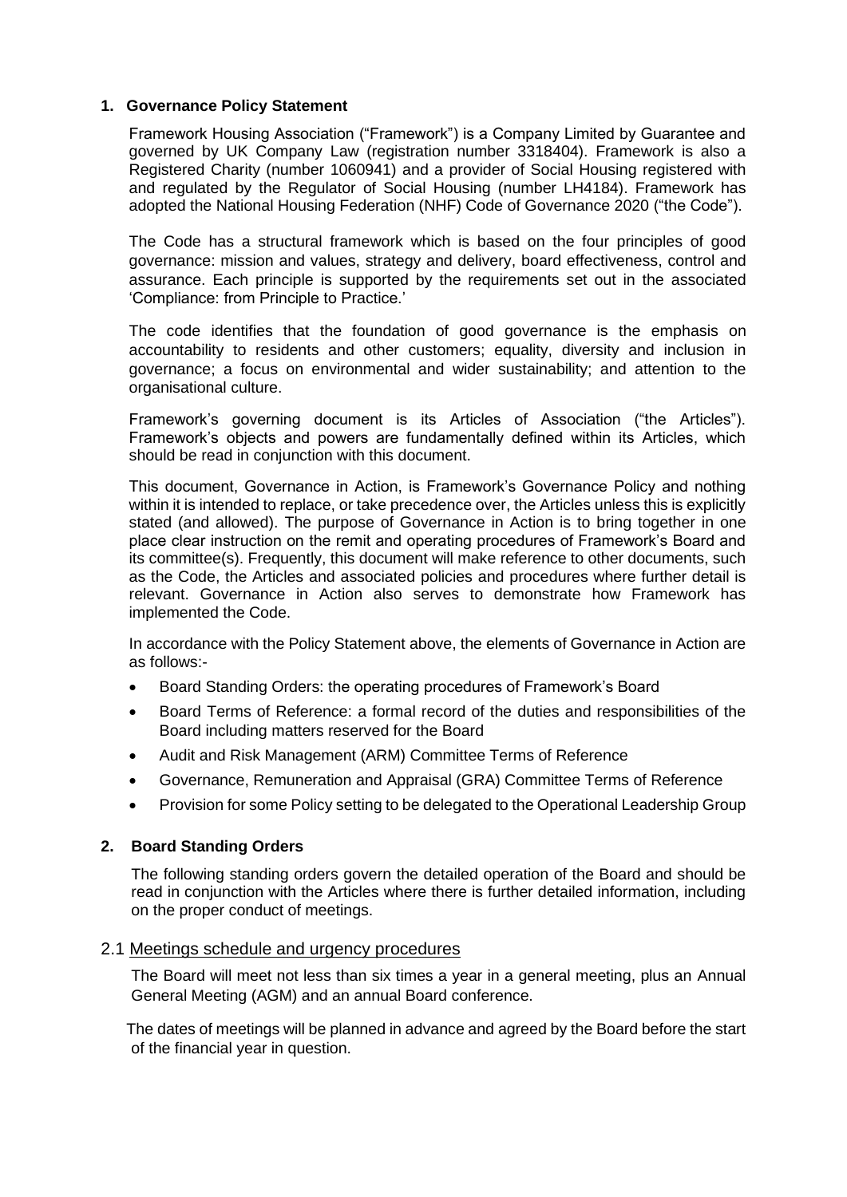## 1. Governance Policy Statement

Framework Housing Association ("Framework") is a Company Limited by Guarantee and governed by UK Company Law (registration number 3318404). Framework is also a Registered Charity (number 1060941) and a provider of Social Housing registered with and regulated by the Regulator of Social Housing (number LH4184). Framework has adopted the National Housing Federation (NHF) Code of Governance 2020 ("the Code").

The Code has a structural framework which is based on the four principles of good governance: mission and values, strategy and delivery, board effectiveness, control and assurance. Each principle is supported by the requirements set out in the associated 'Compliance: from Principle to Practice.'

The code identifies that the foundation of good governance is the emphasis on accountability to residents and other customers; equality, diversity and inclusion in governance; a focus on environmental and wider sustainability; and attention to the organisational culture.

Framework's governing document is its Articles of Association ("the Articles"). Framework's objects and powers are fundamentally defined within its Articles, which should be read in conjunction with this document.

This document, Governance in Action, is Framework's Governance Policy and nothing within it is intended to replace, or take precedence over, the Articles unless this is explicitly stated (and allowed). The purpose of Governance in Action is to bring together in one place clear instruction on the remit and operating procedures of Framework's Board and its committee(s). Frequently, this document will make reference to other documents, such as the Code, the Articles and associated policies and procedures where further detail is relevant. Governance in Action also serves to demonstrate how Framework has implemented the Code.

In accordance with the Policy Statement above, the elements of Governance in Action are as follows:-

- Board Standing Orders: the operating procedures of Framework's Board
- Board Terms of Reference: a formal record of the duties and responsibilities of the Board including matters reserved for the Board
- Audit and Risk Management (ARM) Committee Terms of Reference
- Governance, Remuneration and Appraisal (GRA) Committee Terms of Reference
- Provision for some Policy setting to be delegated to the Operational Leadership Group

## 2. Board Standing Orders

The following standing orders govern the detailed operation of the Board and should be read in conjunction with the Articles where there is further detailed information, including on the proper conduct of meetings.

### 2.1 Meetings schedule and urgency procedures

The Board will meet not less than six times a year in a general meeting, plus an Annual General Meeting (AGM) and an annual Board conference.

The dates of meetings will be planned in advance and agreed by the Board before the start of the financial year in question.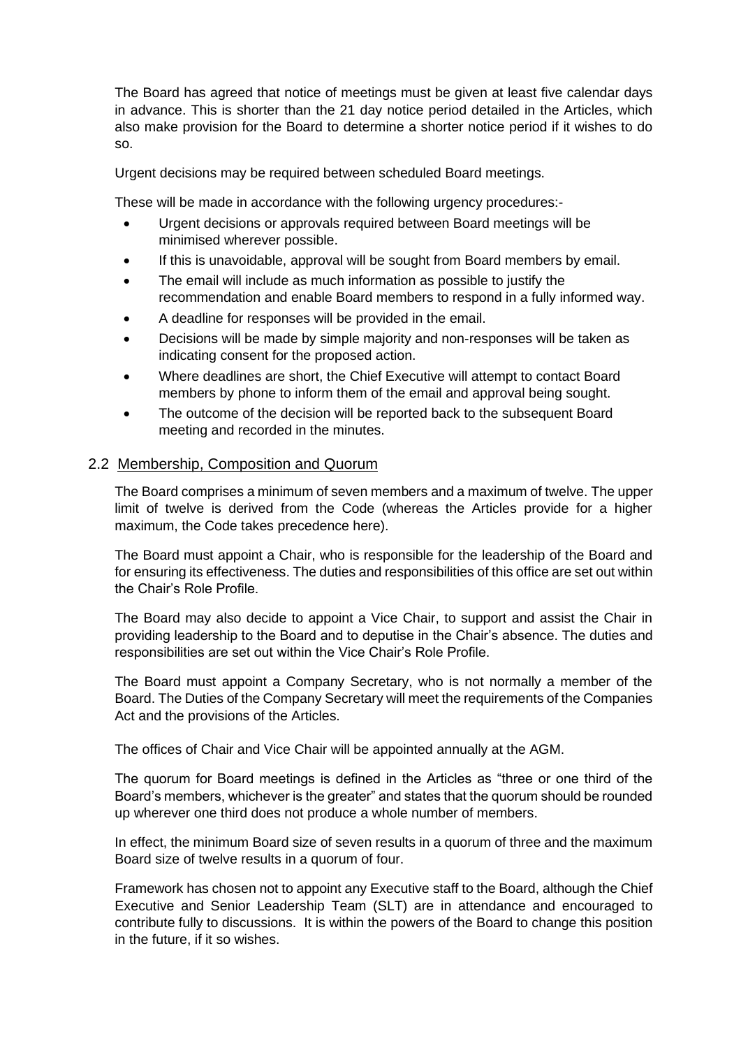The Board has agreed that notice of meetings must be given at least five calendar days in advance. This is shorter than the 21 day notice period detailed in the Articles, which also make provision for the Board to determine a shorter notice period if it wishes to do so.

Urgent decisions may be required between scheduled Board meetings.

These will be made in accordance with the following urgency procedures:-

- Urgent decisions or approvals required between Board meetings will be minimised wherever possible.
- If this is unavoidable, approval will be sought from Board members by email.
- The email will include as much information as possible to justify the recommendation and enable Board members to respond in a fully informed way.
- A deadline for responses will be provided in the email.
- Decisions will be made by simple majority and non-responses will be taken as indicating consent for the proposed action.
- Where deadlines are short, the Chief Executive will attempt to contact Board members by phone to inform them of the email and approval being sought.
- The outcome of the decision will be reported back to the subsequent Board meeting and recorded in the minutes.

## 2.2 Membership, Composition and Quorum

The Board comprises a minimum of seven members and a maximum of twelve. The upper limit of twelve is derived from the Code (whereas the Articles provide for a higher maximum, the Code takes precedence here).

The Board must appoint a Chair, who is responsible for the leadership of the Board and for ensuring its effectiveness. The duties and responsibilities of this office are set out within the Chair's Role Profile.

The Board may also decide to appoint a Vice Chair, to support and assist the Chair in providing leadership to the Board and to deputise in the Chair's absence. The duties and responsibilities are set out within the Vice Chair's Role Profile.

The Board must appoint a Company Secretary, who is not normally a member of the Board. The Duties of the Company Secretary will meet the requirements of the Companies Act and the provisions of the Articles.

The offices of Chair and Vice Chair will be appointed annually at the AGM.

The quorum for Board meetings is defined in the Articles as "three or one third of the Board's members, whichever is the greater" and states that the quorum should be rounded up wherever one third does not produce a whole number of members.

In effect, the minimum Board size of seven results in a quorum of three and the maximum Board size of twelve results in a quorum of four.

Framework has chosen not to appoint any Executive staff to the Board, although the Chief Executive and Senior Leadership Team (SLT) are in attendance and encouraged to contribute fully to discussions. It is within the powers of the Board to change this position in the future, if it so wishes.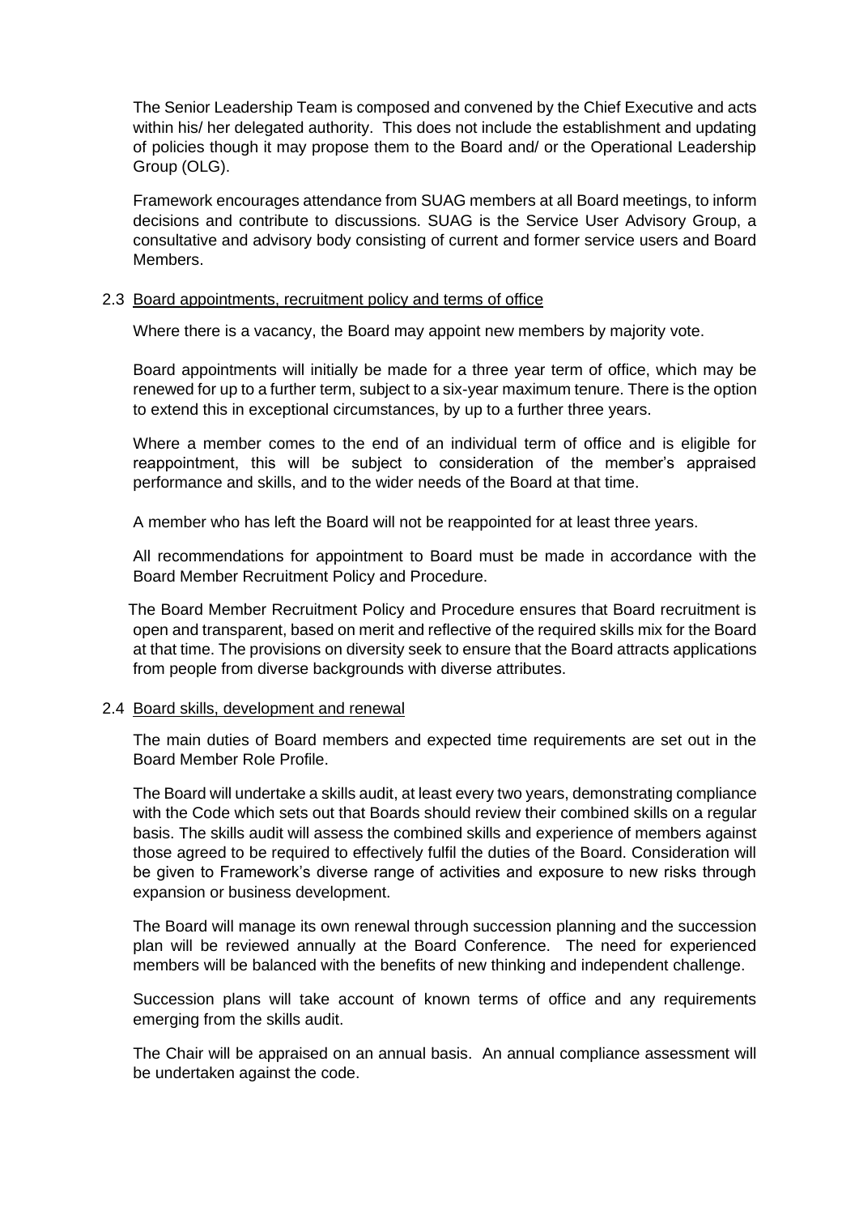The Senior Leadership Team is composed and convened by the Chief Executive and acts within his/ her delegated authority. This does not include the establishment and updating of policies though it may propose them to the Board and/ or the Operational Leadership Group (OLG).

Framework encourages attendance from SUAG members at all Board meetings, to inform decisions and contribute to discussions. SUAG is the Service User Advisory Group, a consultative and advisory body consisting of current and former service users and Board Members.

### 2.3 Board appointments, recruitment policy and terms of office

Where there is a vacancy, the Board may appoint new members by majority vote.

Board appointments will initially be made for a three year term of office, which may be renewed for up to a further term, subject to a six-year maximum tenure. There is the option to extend this in exceptional circumstances, by up to a further three years.

Where a member comes to the end of an individual term of office and is eligible for reappointment, this will be subject to consideration of the member's appraised performance and skills, and to the wider needs of the Board at that time.

A member who has left the Board will not be reappointed for at least three years.

All recommendations for appointment to Board must be made in accordance with the Board Member Recruitment Policy and Procedure.

The Board Member Recruitment Policy and Procedure ensures that Board recruitment is open and transparent, based on merit and reflective of the required skills mix for the Board at that time. The provisions on diversity seek to ensure that the Board attracts applications from people from diverse backgrounds with diverse attributes.

### 2.4 Board skills, development and renewal

The main duties of Board members and expected time requirements are set out in the Board Member Role Profile.

The Board will undertake a skills audit, at least every two years, demonstrating compliance with the Code which sets out that Boards should review their combined skills on a regular basis. The skills audit will assess the combined skills and experience of members against those agreed to be required to effectively fulfil the duties of the Board. Consideration will be given to Framework's diverse range of activities and exposure to new risks through expansion or business development.

The Board will manage its own renewal through succession planning and the succession plan will be reviewed annually at the Board Conference. The need for experienced members will be balanced with the benefits of new thinking and independent challenge.

Succession plans will take account of known terms of office and any requirements emerging from the skills audit.

The Chair will be appraised on an annual basis. An annual compliance assessment will be undertaken against the code.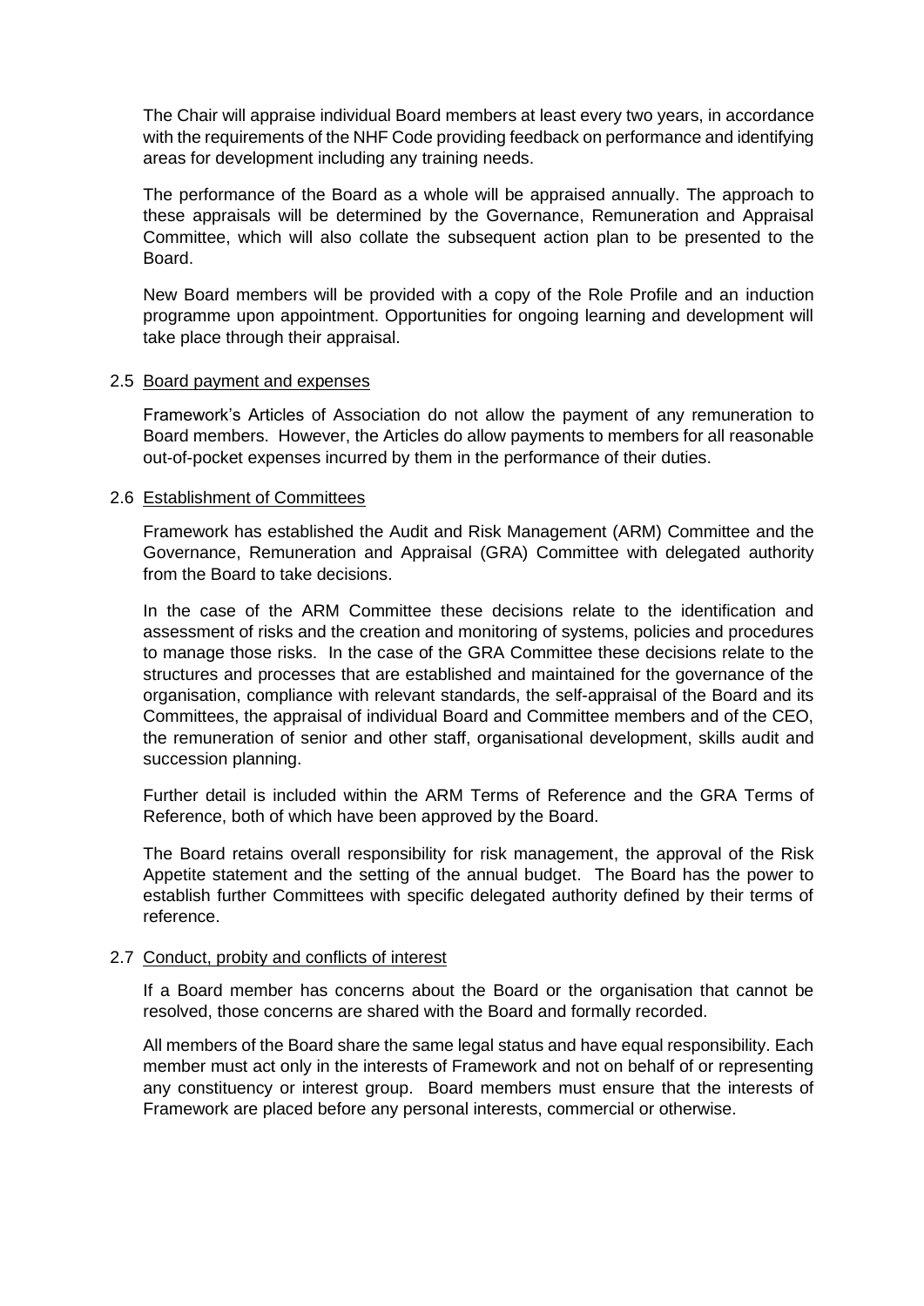The Chair will appraise individual Board members at least every two years, in accordance with the requirements of the NHF Code providing feedback on performance and identifying areas for development including any training needs.

The performance of the Board as a whole will be appraised annually. The approach to these appraisals will be determined by the Governance, Remuneration and Appraisal Committee, which will also collate the subsequent action plan to be presented to the Board.

New Board members will be provided with a copy of the Role Profile and an induction programme upon appointment. Opportunities for ongoing learning and development will take place through their appraisal.

### 2.5 Board payment and expenses

Framework's Articles of Association do not allow the payment of any remuneration to Board members. However, the Articles do allow payments to members for all reasonable out-of-pocket expenses incurred by them in the performance of their duties.

### 2.6 Establishment of Committees

Framework has established the Audit and Risk Management (ARM) Committee and the Governance, Remuneration and Appraisal (GRA) Committee with delegated authority from the Board to take decisions.

In the case of the ARM Committee these decisions relate to the identification and assessment of risks and the creation and monitoring of systems, policies and procedures to manage those risks. In the case of the GRA Committee these decisions relate to the structures and processes that are established and maintained for the governance of the organisation, compliance with relevant standards, the self-appraisal of the Board and its Committees, the appraisal of individual Board and Committee members and of the CEO, the remuneration of senior and other staff, organisational development, skills audit and succession planning.

Further detail is included within the ARM Terms of Reference and the GRA Terms of Reference, both of which have been approved by the Board.

The Board retains overall responsibility for risk management, the approval of the Risk Appetite statement and the setting of the annual budget. The Board has the power to establish further Committees with specific delegated authority defined by their terms of reference.

### 2.7 Conduct, probity and conflicts of interest

If a Board member has concerns about the Board or the organisation that cannot be resolved, those concerns are shared with the Board and formally recorded.

All members of the Board share the same legal status and have equal responsibility. Each member must act only in the interests of Framework and not on behalf of or representing any constituency or interest group. Board members must ensure that the interests of Framework are placed before any personal interests, commercial or otherwise.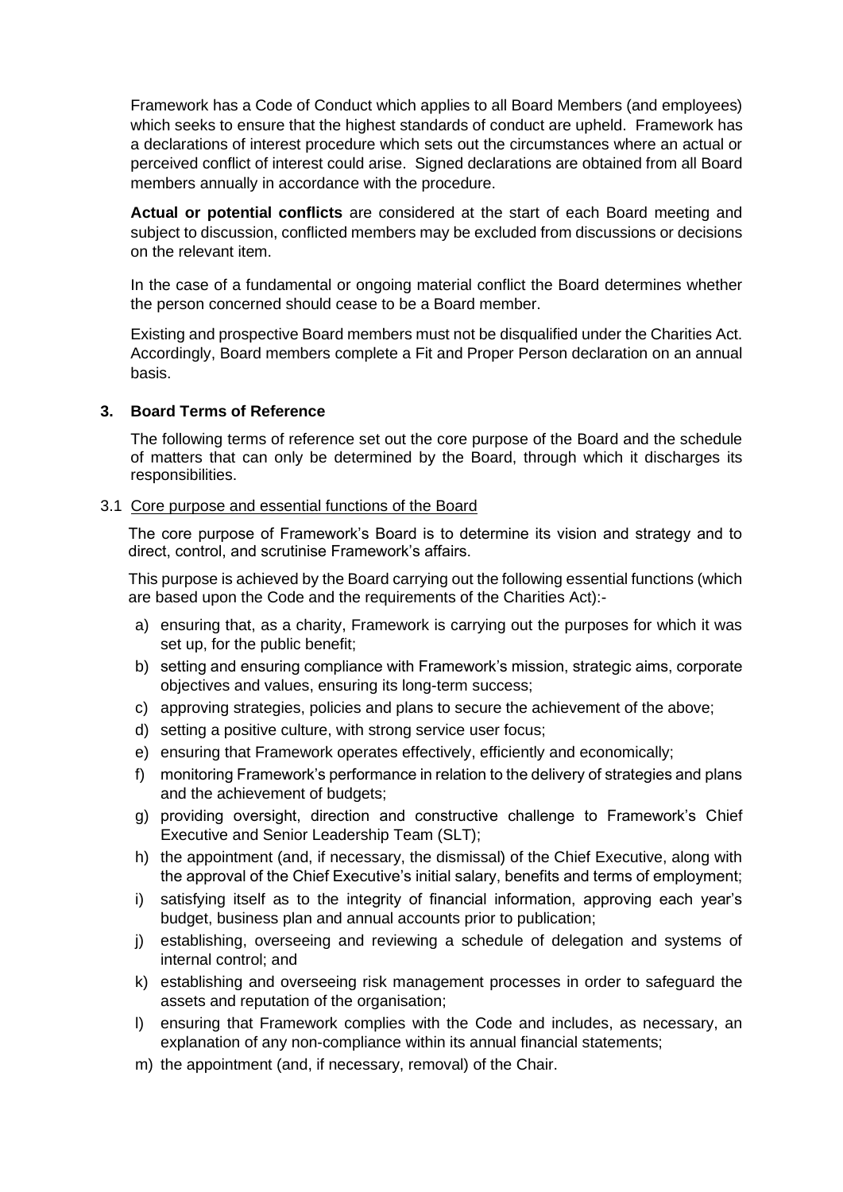Framework has a Code of Conduct which applies to all Board Members (and employees) which seeks to ensure that the highest standards of conduct are upheld. Framework has a declarations of interest procedure which sets out the circumstances where an actual or perceived conflict of interest could arise. Signed declarations are obtained from all Board members annually in accordance with the procedure.

**Actual or potential conflicts** are considered at the start of each Board meeting and subject to discussion, conflicted members may be excluded from discussions or decisions on the relevant item.

In the case of a fundamental or ongoing material conflict the Board determines whether the person concerned should cease to be a Board member.

Existing and prospective Board members must not be disqualified under the Charities Act. Accordingly, Board members complete a Fit and Proper Person declaration on an annual basis.

## 3. Board Terms of Reference

The following terms of reference set out the core purpose of the Board and the schedule of matters that can only be determined by the Board, through which it discharges its responsibilities.

### 3.1 Core purpose and essential functions of the Board

The core purpose of Framework's Board is to determine its vision and strategy and to direct, control, and scrutinise Framework's affairs.

This purpose is achieved by the Board carrying out the following essential functions (which are based upon the Code and the requirements of the Charities Act):-

a) ensuring that, as a charity, Framework is carrying out the purposes for which it was set up, for the public benefit;
b) setting and ensuring compliance with Framework's mission, strategic aims, corporate objectives and values, ensuring its long-term success;
c) approving strategies, policies and plans to secure the achievement of the above;
d) setting a positive culture, with strong service user focus;
e) ensuring that Framework operates effectively, efficiently and economically;
f) monitoring Framework's performance in relation to the delivery of strategies and plans and the achievement of budgets;
g) providing oversight, direction and constructive challenge to Framework's Chief Executive and Senior Leadership Team (SLT);
h) the appointment (and, if necessary, the dismissal) of the Chief Executive, along with the approval of the Chief Executive's initial salary, benefits and terms of employment;
i) satisfying itself as to the integrity of financial information, approving each year's budget, business plan and annual accounts prior to publication;
j) establishing, overseeing and reviewing a schedule of delegation and systems of internal control; and
k) establishing and overseeing risk management processes in order to safeguard the assets and reputation of the organisation;
l) ensuring that Framework complies with the Code and includes, as necessary, an explanation of any non-compliance within its annual financial statements;
m) the appointment (and, if necessary, removal) of the Chair.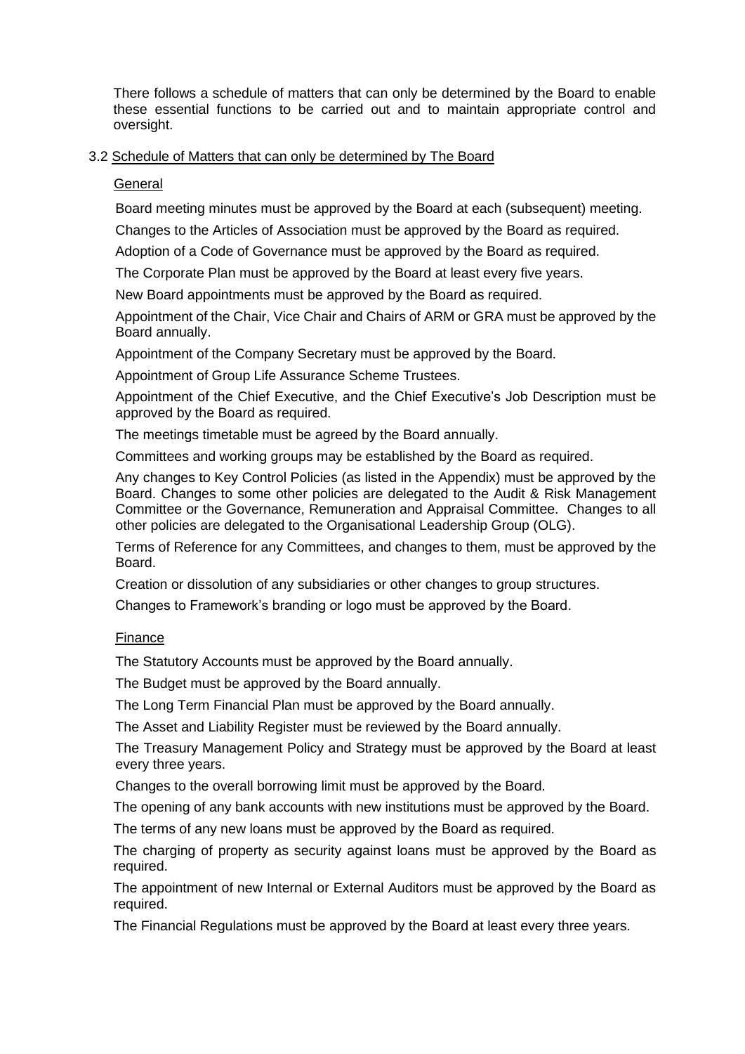There follows a schedule of matters that can only be determined by the Board to enable these essential functions to be carried out and to maintain appropriate control and oversight.

### 3.2 Schedule of Matters that can only be determined by The Board

#### General

Board meeting minutes must be approved by the Board at each (subsequent) meeting.

Changes to the Articles of Association must be approved by the Board as required.

Adoption of a Code of Governance must be approved by the Board as required.

The Corporate Plan must be approved by the Board at least every five years.

New Board appointments must be approved by the Board as required.

Appointment of the Chair, Vice Chair and Chairs of ARM or GRA must be approved by the Board annually.

Appointment of the Company Secretary must be approved by the Board.

Appointment of Group Life Assurance Scheme Trustees.

Appointment of the Chief Executive, and the Chief Executive's Job Description must be approved by the Board as required.

The meetings timetable must be agreed by the Board annually.

Committees and working groups may be established by the Board as required.

Any changes to Key Control Policies (as listed in the Appendix) must be approved by the Board. Changes to some other policies are delegated to the Audit & Risk Management Committee or the Governance, Remuneration and Appraisal Committee. Changes to all other policies are delegated to the Organisational Leadership Group (OLG).

Terms of Reference for any Committees, and changes to them, must be approved by the Board.

Creation or dissolution of any subsidiaries or other changes to group structures.

Changes to Framework's branding or logo must be approved by the Board.

#### Finance

The Statutory Accounts must be approved by the Board annually.

The Budget must be approved by the Board annually.

The Long Term Financial Plan must be approved by the Board annually.

The Asset and Liability Register must be reviewed by the Board annually.

The Treasury Management Policy and Strategy must be approved by the Board at least every three years.

Changes to the overall borrowing limit must be approved by the Board.

The opening of any bank accounts with new institutions must be approved by the Board.

The terms of any new loans must be approved by the Board as required.

The charging of property as security against loans must be approved by the Board as required.

The appointment of new Internal or External Auditors must be approved by the Board as required.

The Financial Regulations must be approved by the Board at least every three years.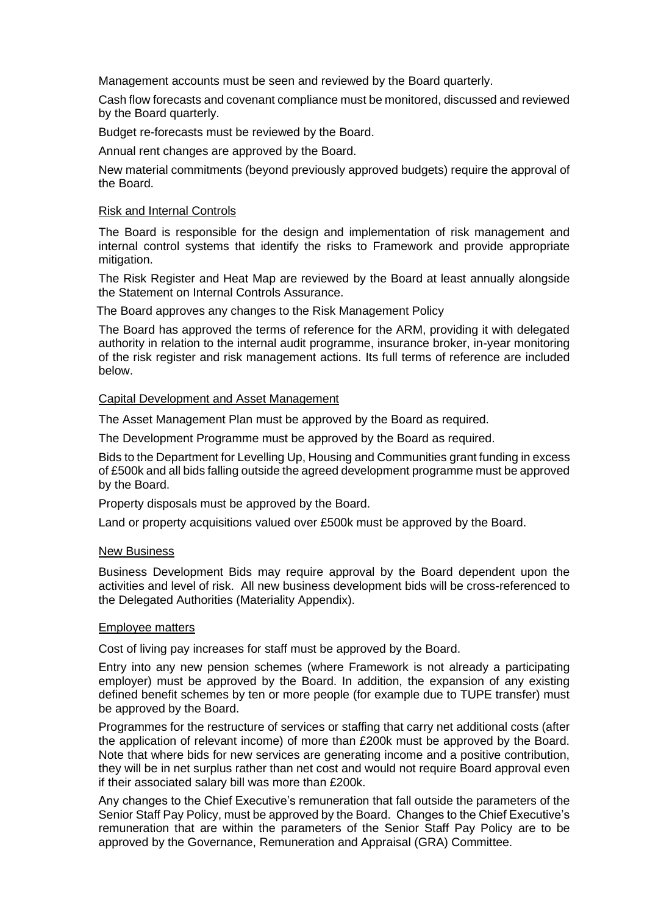Management accounts must be seen and reviewed by the Board quarterly.

Cash flow forecasts and covenant compliance must be monitored, discussed and reviewed by the Board quarterly.

Budget re-forecasts must be reviewed by the Board.

Annual rent changes are approved by the Board.

New material commitments (beyond previously approved budgets) require the approval of the Board.

<u>Risk and Internal Controls</u>

The Board is responsible for the design and implementation of risk management and internal control systems that identify the risks to Framework and provide appropriate mitigation.

The Risk Register and Heat Map are reviewed by the Board at least annually alongside the Statement on Internal Controls Assurance.

The Board approves any changes to the Risk Management Policy

The Board has approved the terms of reference for the ARM, providing it with delegated authority in relation to the internal audit programme, insurance broker, in-year monitoring of the risk register and risk management actions. Its full terms of reference are included below.

<u>Capital Development and Asset Management</u>

The Asset Management Plan must be approved by the Board as required.

The Development Programme must be approved by the Board as required.

Bids to the Department for Levelling Up, Housing and Communities grant funding in excess of £500k and all bids falling outside the agreed development programme must be approved by the Board.

Property disposals must be approved by the Board.

Land or property acquisitions valued over £500k must be approved by the Board.

<u>New Business</u>

Business Development Bids may require approval by the Board dependent upon the activities and level of risk. All new business development bids will be cross-referenced to the Delegated Authorities (Materiality Appendix).

<u>Employee matters</u>

Cost of living pay increases for staff must be approved by the Board.

Entry into any new pension schemes (where Framework is not already a participating employer) must be approved by the Board. In addition, the expansion of any existing defined benefit schemes by ten or more people (for example due to TUPE transfer) must be approved by the Board.

Programmes for the restructure of services or staffing that carry net additional costs (after the application of relevant income) of more than £200k must be approved by the Board. Note that where bids for new services are generating income and a positive contribution, they will be in net surplus rather than net cost and would not require Board approval even if their associated salary bill was more than £200k.

Any changes to the Chief Executive's remuneration that fall outside the parameters of the Senior Staff Pay Policy, must be approved by the Board. Changes to the Chief Executive's remuneration that are within the parameters of the Senior Staff Pay Policy are to be approved by the Governance, Remuneration and Appraisal (GRA) Committee.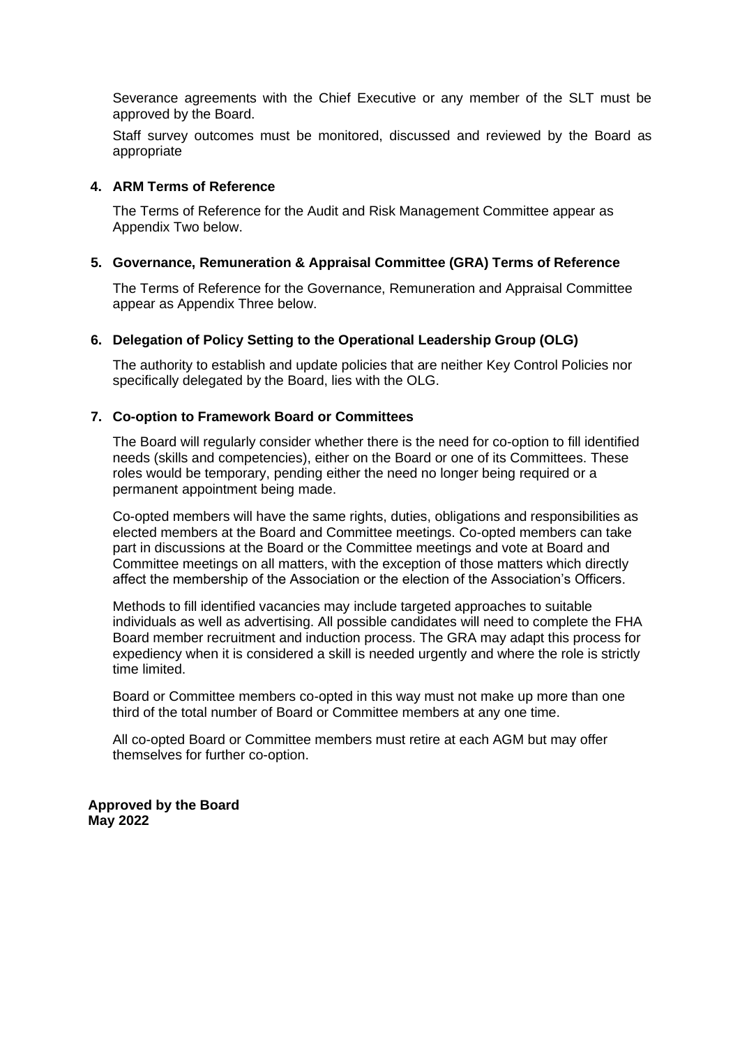Severance agreements with the Chief Executive or any member of the SLT must be approved by the Board.

Staff survey outcomes must be monitored, discussed and reviewed by the Board as appropriate

## 4. ARM Terms of Reference

The Terms of Reference for the Audit and Risk Management Committee appear as Appendix Two below.

## 5. Governance, Remuneration & Appraisal Committee (GRA) Terms of Reference

The Terms of Reference for the Governance, Remuneration and Appraisal Committee appear as Appendix Three below.

## 6. Delegation of Policy Setting to the Operational Leadership Group (OLG)

The authority to establish and update policies that are neither Key Control Policies nor specifically delegated by the Board, lies with the OLG.

## 7. Co-option to Framework Board or Committees

The Board will regularly consider whether there is the need for co-option to fill identified needs (skills and competencies), either on the Board or one of its Committees. These roles would be temporary, pending either the need no longer being required or a permanent appointment being made.

Co-opted members will have the same rights, duties, obligations and responsibilities as elected members at the Board and Committee meetings. Co-opted members can take part in discussions at the Board or the Committee meetings and vote at Board and Committee meetings on all matters, with the exception of those matters which directly affect the membership of the Association or the election of the Association's Officers.

Methods to fill identified vacancies may include targeted approaches to suitable individuals as well as advertising. All possible candidates will need to complete the FHA Board member recruitment and induction process. The GRA may adapt this process for expediency when it is considered a skill is needed urgently and where the role is strictly time limited.

Board or Committee members co-opted in this way must not make up more than one third of the total number of Board or Committee members at any one time.

All co-opted Board or Committee members must retire at each AGM but may offer themselves for further co-option.

**Approved by the Board**
**May 2022**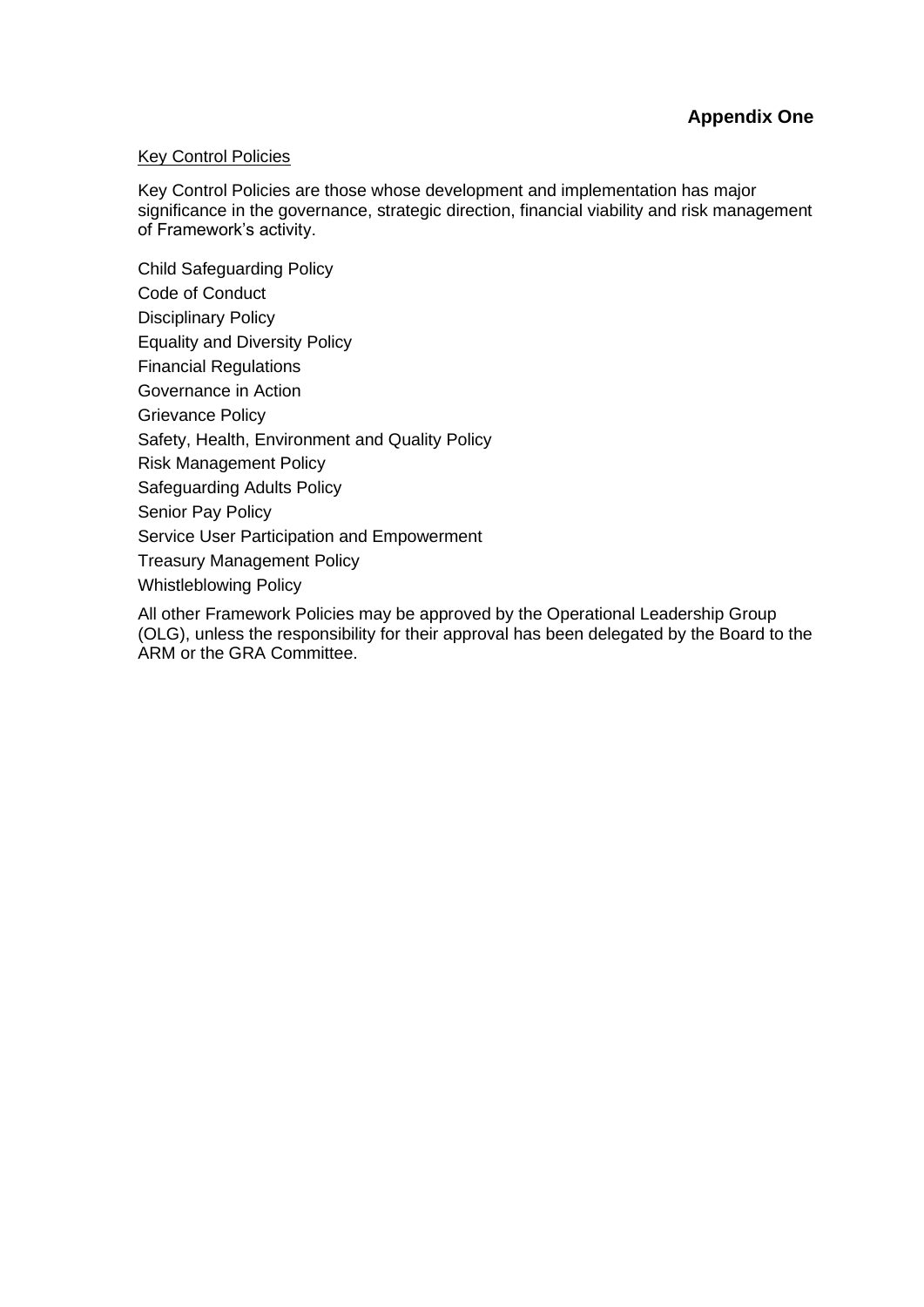**Appendix One**

Key Control Policies

Key Control Policies are those whose development and implementation has major significance in the governance, strategic direction, financial viability and risk management of Framework's activity.

Child Safeguarding Policy
Code of Conduct
Disciplinary Policy
Equality and Diversity Policy
Financial Regulations
Governance in Action
Grievance Policy
Safety, Health, Environment and Quality Policy
Risk Management Policy
Safeguarding Adults Policy
Senior Pay Policy
Service User Participation and Empowerment
Treasury Management Policy
Whistleblowing Policy

All other Framework Policies may be approved by the Operational Leadership Group (OLG), unless the responsibility for their approval has been delegated by the Board to the ARM or the GRA Committee.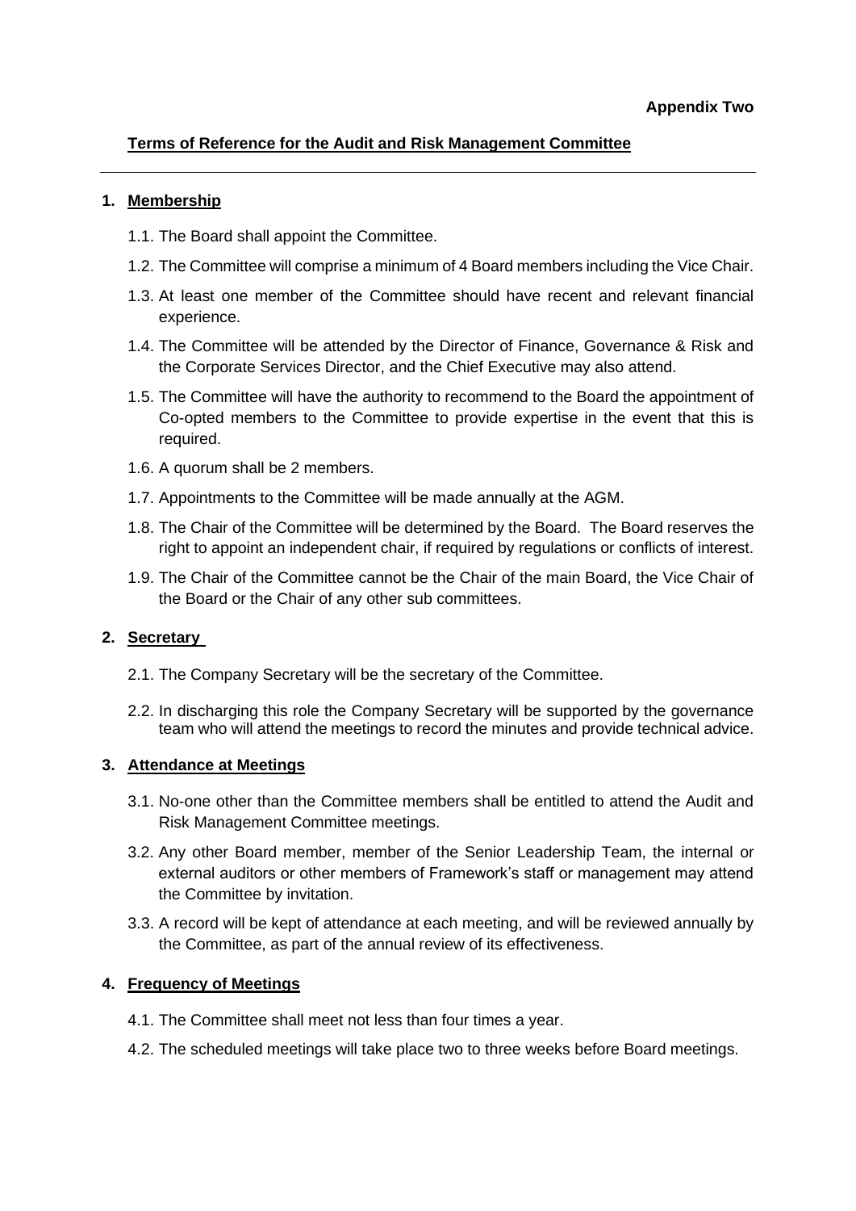**Appendix Two**

## Terms of Reference for the Audit and Risk Management Committee

### 1. Membership

1.1. The Board shall appoint the Committee.

1.2. The Committee will comprise a minimum of 4 Board members including the Vice Chair.

1.3. At least one member of the Committee should have recent and relevant financial experience.

1.4. The Committee will be attended by the Director of Finance, Governance & Risk and the Corporate Services Director, and the Chief Executive may also attend.

1.5. The Committee will have the authority to recommend to the Board the appointment of Co-opted members to the Committee to provide expertise in the event that this is required.

1.6. A quorum shall be 2 members.

1.7. Appointments to the Committee will be made annually at the AGM.

1.8. The Chair of the Committee will be determined by the Board. The Board reserves the right to appoint an independent chair, if required by regulations or conflicts of interest.

1.9. The Chair of the Committee cannot be the Chair of the main Board, the Vice Chair of the Board or the Chair of any other sub committees.

### 2. Secretary

2.1. The Company Secretary will be the secretary of the Committee.

2.2. In discharging this role the Company Secretary will be supported by the governance team who will attend the meetings to record the minutes and provide technical advice.

### 3. Attendance at Meetings

3.1. No-one other than the Committee members shall be entitled to attend the Audit and Risk Management Committee meetings.

3.2. Any other Board member, member of the Senior Leadership Team, the internal or external auditors or other members of Framework's staff or management may attend the Committee by invitation.

3.3. A record will be kept of attendance at each meeting, and will be reviewed annually by the Committee, as part of the annual review of its effectiveness.

### 4. Frequency of Meetings

4.1. The Committee shall meet not less than four times a year.

4.2. The scheduled meetings will take place two to three weeks before Board meetings.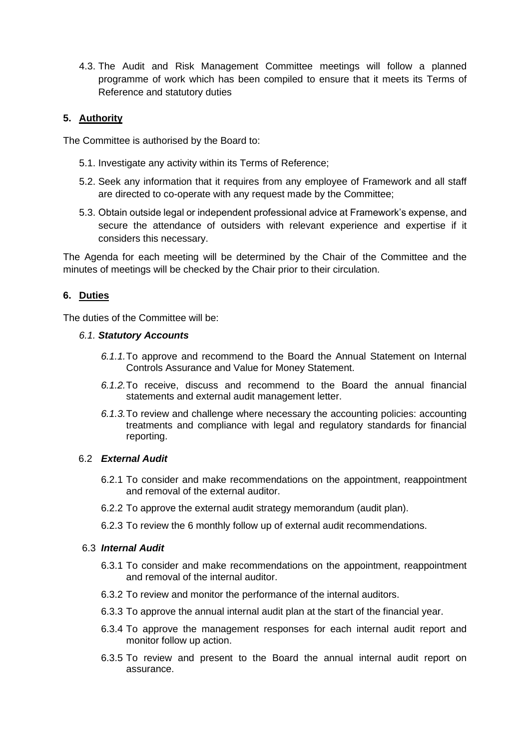4.3. The Audit and Risk Management Committee meetings will follow a planned programme of work which has been compiled to ensure that it meets its Terms of Reference and statutory duties

## 5. Authority

The Committee is authorised by the Board to:

5.1. Investigate any activity within its Terms of Reference;

5.2. Seek any information that it requires from any employee of Framework and all staff are directed to co-operate with any request made by the Committee;

5.3. Obtain outside legal or independent professional advice at Framework's expense, and secure the attendance of outsiders with relevant experience and expertise if it considers this necessary.

The Agenda for each meeting will be determined by the Chair of the Committee and the minutes of meetings will be checked by the Chair prior to their circulation.

## 6. Duties

The duties of the Committee will be:

### *6.1. Statutory Accounts*

*6.1.1.* To approve and recommend to the Board the Annual Statement on Internal Controls Assurance and Value for Money Statement.

*6.1.2.* To receive, discuss and recommend to the Board the annual financial statements and external audit management letter.

*6.1.3.* To review and challenge where necessary the accounting policies: accounting treatments and compliance with legal and regulatory standards for financial reporting.

### 6.2 *External Audit*

6.2.1 To consider and make recommendations on the appointment, reappointment and removal of the external auditor.

6.2.2 To approve the external audit strategy memorandum (audit plan).

6.2.3 To review the 6 monthly follow up of external audit recommendations.

### 6.3 *Internal Audit*

6.3.1 To consider and make recommendations on the appointment, reappointment and removal of the internal auditor.

6.3.2 To review and monitor the performance of the internal auditors.

6.3.3 To approve the annual internal audit plan at the start of the financial year.

6.3.4 To approve the management responses for each internal audit report and monitor follow up action.

6.3.5 To review and present to the Board the annual internal audit report on assurance.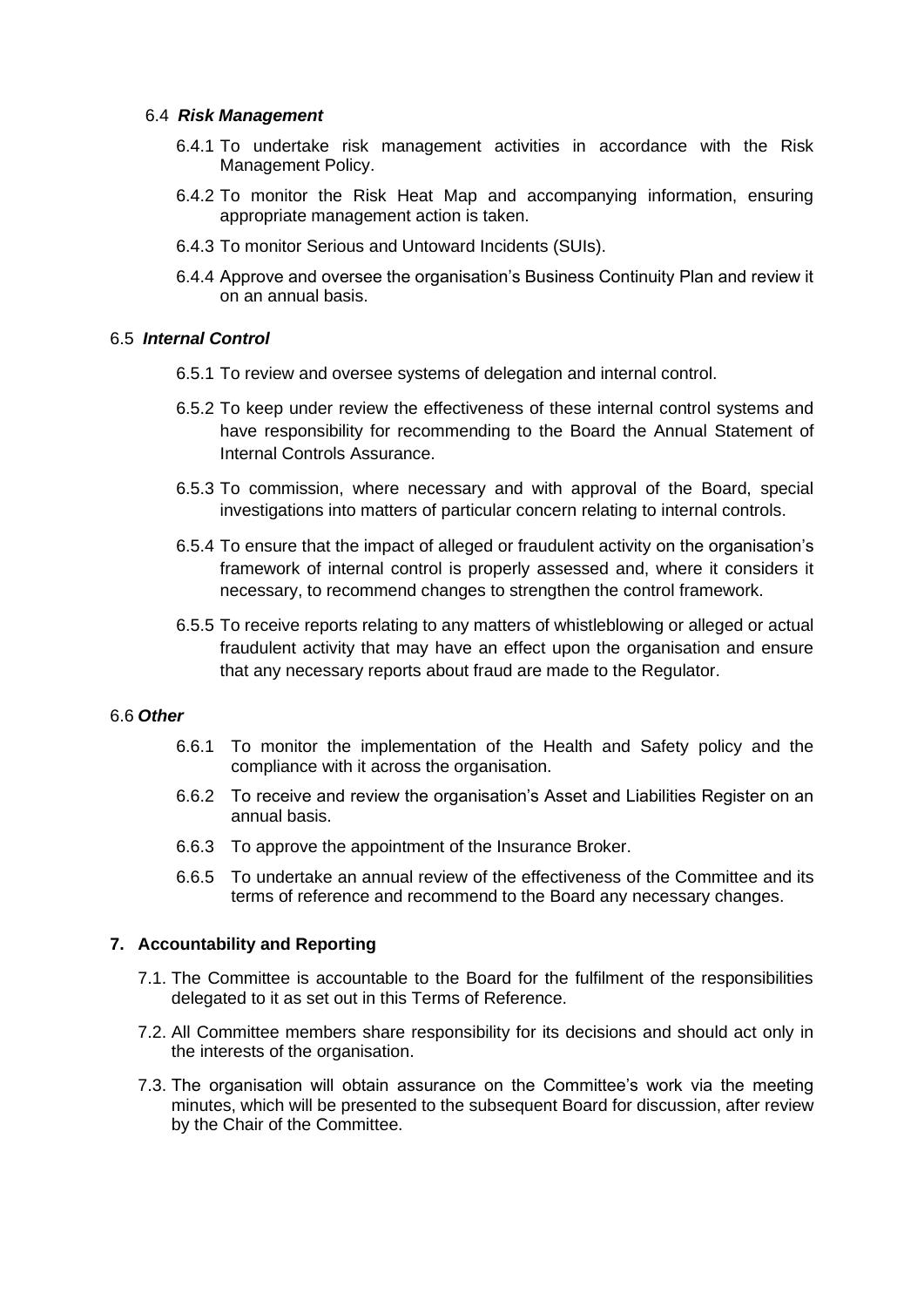### 6.4 *Risk Management*

6.4.1 To undertake risk management activities in accordance with the Risk Management Policy.

6.4.2 To monitor the Risk Heat Map and accompanying information, ensuring appropriate management action is taken.

6.4.3 To monitor Serious and Untoward Incidents (SUIs).

6.4.4 Approve and oversee the organisation's Business Continuity Plan and review it on an annual basis.

### 6.5 *Internal Control*

6.5.1 To review and oversee systems of delegation and internal control.

6.5.2 To keep under review the effectiveness of these internal control systems and have responsibility for recommending to the Board the Annual Statement of Internal Controls Assurance.

6.5.3 To commission, where necessary and with approval of the Board, special investigations into matters of particular concern relating to internal controls.

6.5.4 To ensure that the impact of alleged or fraudulent activity on the organisation's framework of internal control is properly assessed and, where it considers it necessary, to recommend changes to strengthen the control framework.

6.5.5 To receive reports relating to any matters of whistleblowing or alleged or actual fraudulent activity that may have an effect upon the organisation and ensure that any necessary reports about fraud are made to the Regulator.

### 6.6 *Other*

6.6.1 To monitor the implementation of the Health and Safety policy and the compliance with it across the organisation.

6.6.2 To receive and review the organisation's Asset and Liabilities Register on an annual basis.

6.6.3 To approve the appointment of the Insurance Broker.

6.6.5 To undertake an annual review of the effectiveness of the Committee and its terms of reference and recommend to the Board any necessary changes.

## 7. Accountability and Reporting

7.1. The Committee is accountable to the Board for the fulfilment of the responsibilities delegated to it as set out in this Terms of Reference.

7.2. All Committee members share responsibility for its decisions and should act only in the interests of the organisation.

7.3. The organisation will obtain assurance on the Committee's work via the meeting minutes, which will be presented to the subsequent Board for discussion, after review by the Chair of the Committee.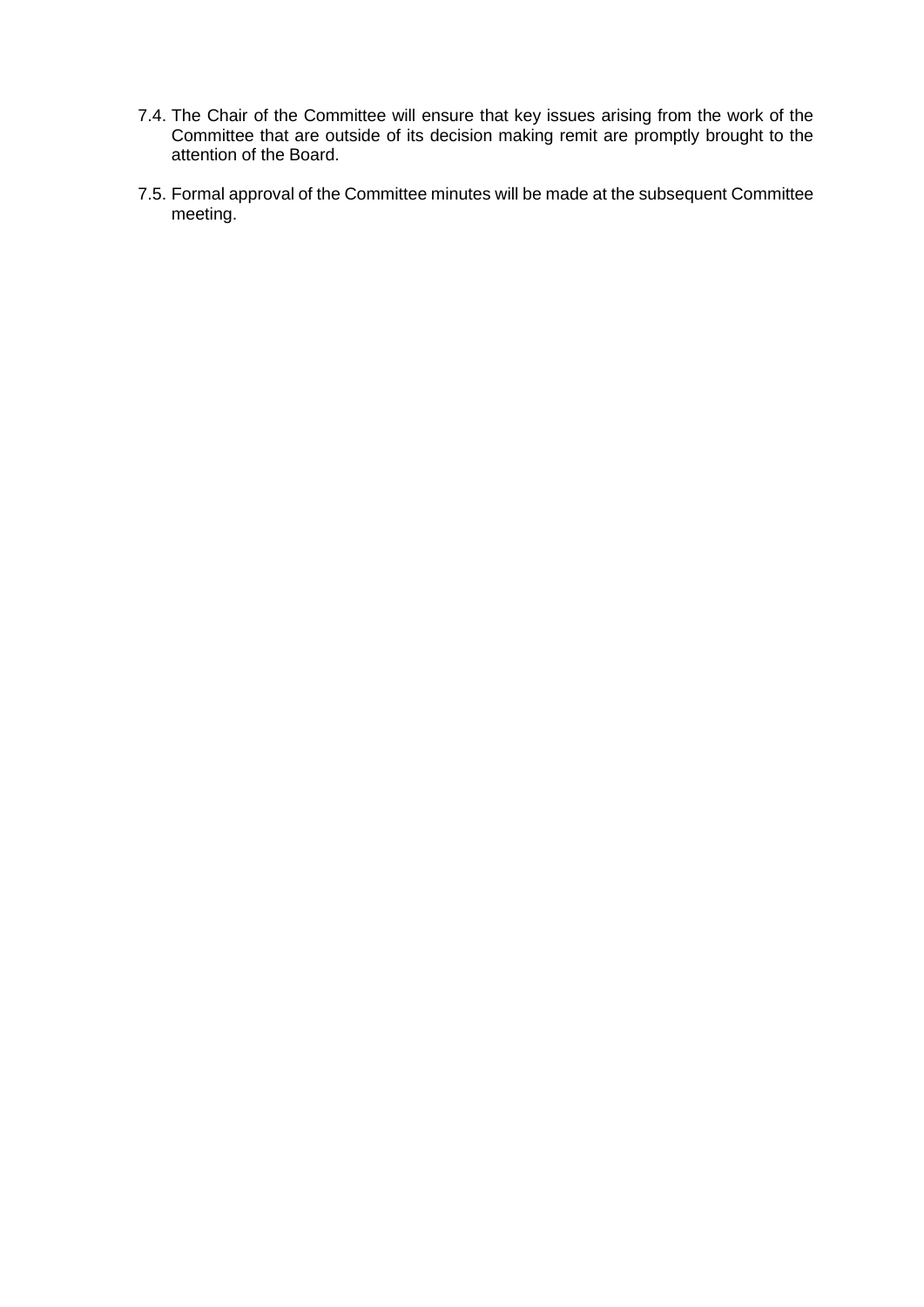7.4. The Chair of the Committee will ensure that key issues arising from the work of the Committee that are outside of its decision making remit are promptly brought to the attention of the Board.

7.5. Formal approval of the Committee minutes will be made at the subsequent Committee meeting.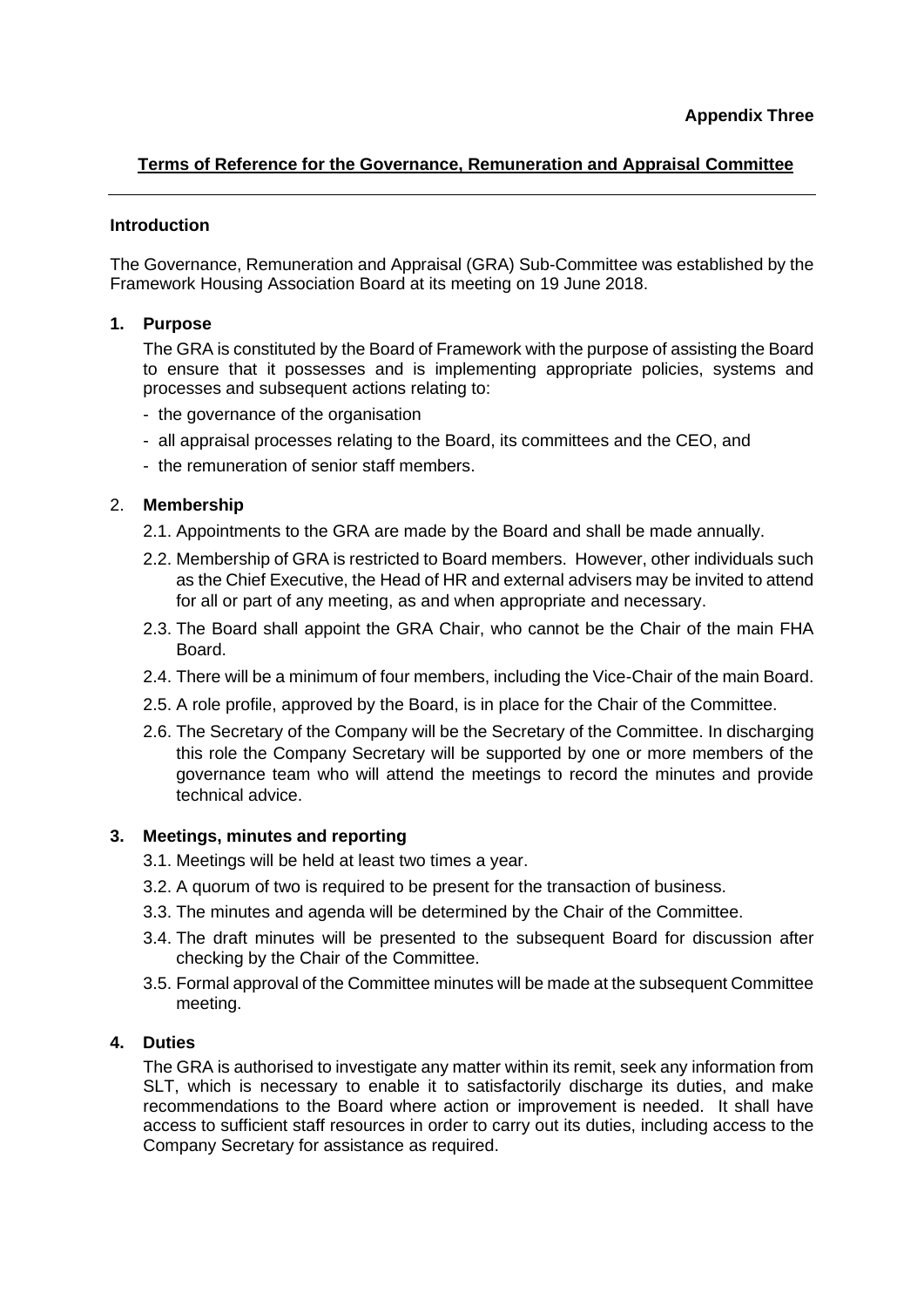**Appendix Three**

## Terms of Reference for the Governance, Remuneration and Appraisal Committee

---

### Introduction

The Governance, Remuneration and Appraisal (GRA) Sub-Committee was established by the Framework Housing Association Board at its meeting on 19 June 2018.

### 1. Purpose

The GRA is constituted by the Board of Framework with the purpose of assisting the Board to ensure that it possesses and is implementing appropriate policies, systems and processes and subsequent actions relating to:

- the governance of the organisation
- all appraisal processes relating to the Board, its committees and the CEO, and
- the remuneration of senior staff members.

### 2. Membership

2.1. Appointments to the GRA are made by the Board and shall be made annually.

2.2. Membership of GRA is restricted to Board members. However, other individuals such as the Chief Executive, the Head of HR and external advisers may be invited to attend for all or part of any meeting, as and when appropriate and necessary.

2.3. The Board shall appoint the GRA Chair, who cannot be the Chair of the main FHA Board.

2.4. There will be a minimum of four members, including the Vice-Chair of the main Board.

2.5. A role profile, approved by the Board, is in place for the Chair of the Committee.

2.6. The Secretary of the Company will be the Secretary of the Committee. In discharging this role the Company Secretary will be supported by one or more members of the governance team who will attend the meetings to record the minutes and provide technical advice.

### 3. Meetings, minutes and reporting

3.1. Meetings will be held at least two times a year.

3.2. A quorum of two is required to be present for the transaction of business.

3.3. The minutes and agenda will be determined by the Chair of the Committee.

3.4. The draft minutes will be presented to the subsequent Board for discussion after checking by the Chair of the Committee.

3.5. Formal approval of the Committee minutes will be made at the subsequent Committee meeting.

### 4. Duties

The GRA is authorised to investigate any matter within its remit, seek any information from SLT, which is necessary to enable it to satisfactorily discharge its duties, and make recommendations to the Board where action or improvement is needed. It shall have access to sufficient staff resources in order to carry out its duties, including access to the Company Secretary for assistance as required.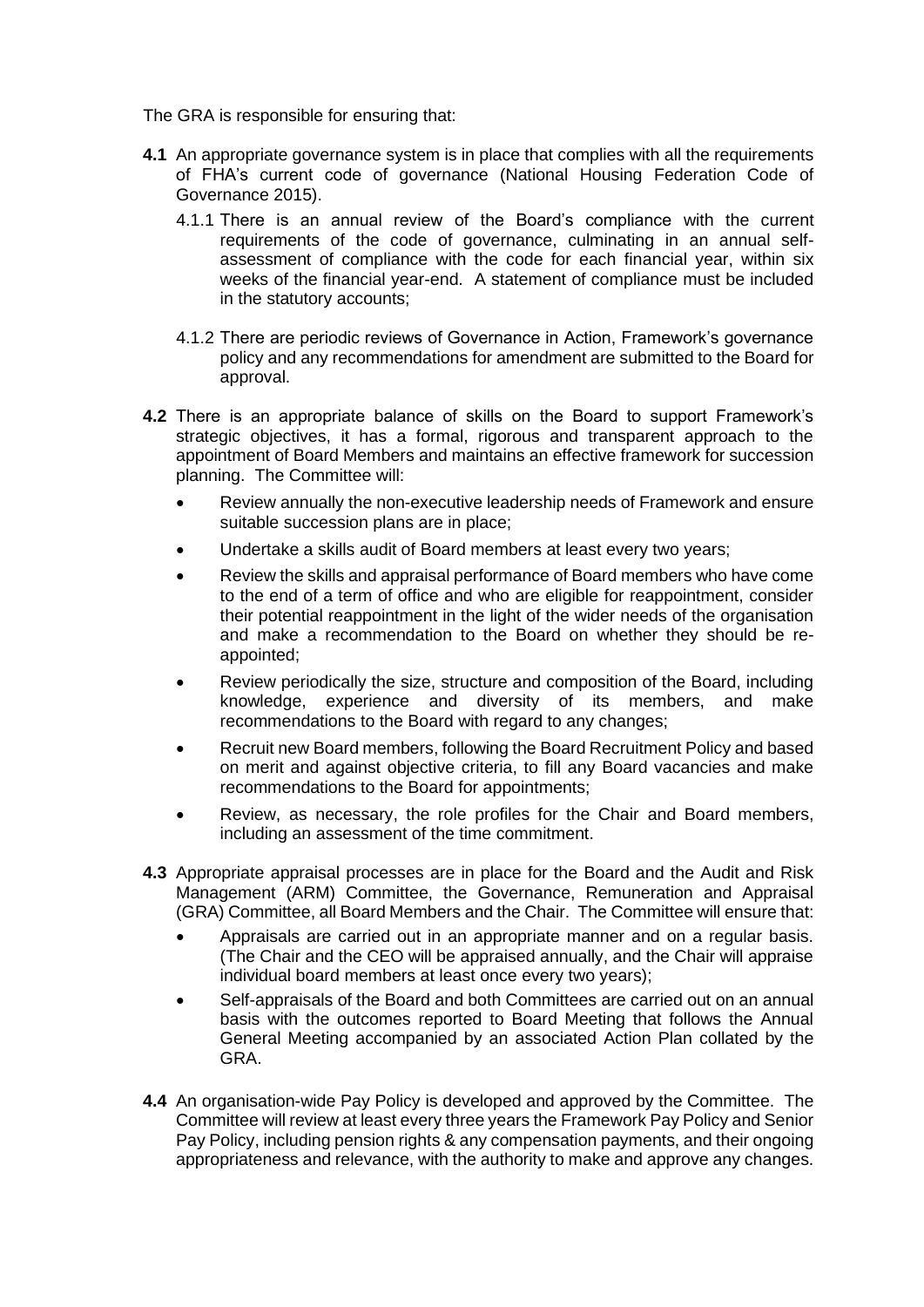The GRA is responsible for ensuring that:

**4.1** An appropriate governance system is in place that complies with all the requirements of FHA's current code of governance (National Housing Federation Code of Governance 2015).

4.1.1 There is an annual review of the Board's compliance with the current requirements of the code of governance, culminating in an annual self-assessment of compliance with the code for each financial year, within six weeks of the financial year-end. A statement of compliance must be included in the statutory accounts;

4.1.2 There are periodic reviews of Governance in Action, Framework's governance policy and any recommendations for amendment are submitted to the Board for approval.

**4.2** There is an appropriate balance of skills on the Board to support Framework's strategic objectives, it has a formal, rigorous and transparent approach to the appointment of Board Members and maintains an effective framework for succession planning. The Committee will:

- Review annually the non-executive leadership needs of Framework and ensure suitable succession plans are in place;
- Undertake a skills audit of Board members at least every two years;
- Review the skills and appraisal performance of Board members who have come to the end of a term of office and who are eligible for reappointment, consider their potential reappointment in the light of the wider needs of the organisation and make a recommendation to the Board on whether they should be re-appointed;
- Review periodically the size, structure and composition of the Board, including knowledge, experience and diversity of its members, and make recommendations to the Board with regard to any changes;
- Recruit new Board members, following the Board Recruitment Policy and based on merit and against objective criteria, to fill any Board vacancies and make recommendations to the Board for appointments;
- Review, as necessary, the role profiles for the Chair and Board members, including an assessment of the time commitment.

**4.3** Appropriate appraisal processes are in place for the Board and the Audit and Risk Management (ARM) Committee, the Governance, Remuneration and Appraisal (GRA) Committee, all Board Members and the Chair. The Committee will ensure that:

- Appraisals are carried out in an appropriate manner and on a regular basis. (The Chair and the CEO will be appraised annually, and the Chair will appraise individual board members at least once every two years);
- Self-appraisals of the Board and both Committees are carried out on an annual basis with the outcomes reported to Board Meeting that follows the Annual General Meeting accompanied by an associated Action Plan collated by the GRA.

**4.4** An organisation-wide Pay Policy is developed and approved by the Committee. The Committee will review at least every three years the Framework Pay Policy and Senior Pay Policy, including pension rights & any compensation payments, and their ongoing appropriateness and relevance, with the authority to make and approve any changes.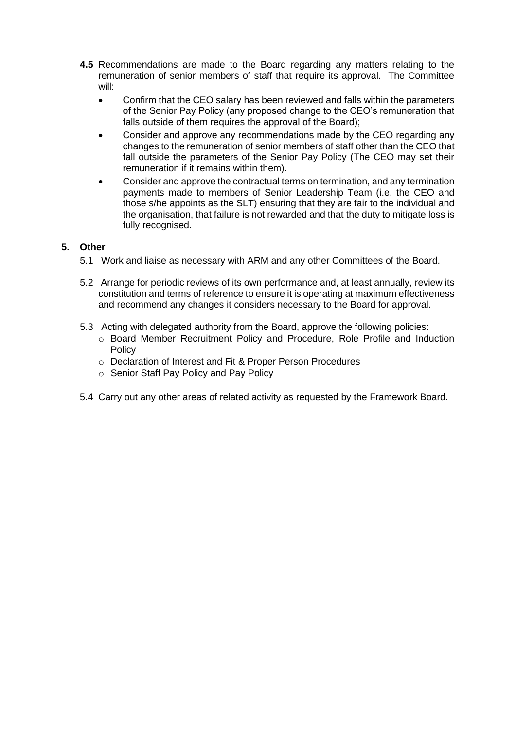**4.5** Recommendations are made to the Board regarding any matters relating to the remuneration of senior members of staff that require its approval. The Committee will:

- Confirm that the CEO salary has been reviewed and falls within the parameters of the Senior Pay Policy (any proposed change to the CEO's remuneration that falls outside of them requires the approval of the Board);
- Consider and approve any recommendations made by the CEO regarding any changes to the remuneration of senior members of staff other than the CEO that fall outside the parameters of the Senior Pay Policy (The CEO may set their remuneration if it remains within them).
- Consider and approve the contractual terms on termination, and any termination payments made to members of Senior Leadership Team (i.e. the CEO and those s/he appoints as the SLT) ensuring that they are fair to the individual and the organisation, that failure is not rewarded and that the duty to mitigate loss is fully recognised.

## 5. Other

5.1 Work and liaise as necessary with ARM and any other Committees of the Board.

5.2 Arrange for periodic reviews of its own performance and, at least annually, review its constitution and terms of reference to ensure it is operating at maximum effectiveness and recommend any changes it considers necessary to the Board for approval.

5.3 Acting with delegated authority from the Board, approve the following policies:

- Board Member Recruitment Policy and Procedure, Role Profile and Induction Policy
- Declaration of Interest and Fit & Proper Person Procedures
- Senior Staff Pay Policy and Pay Policy

5.4 Carry out any other areas of related activity as requested by the Framework Board.